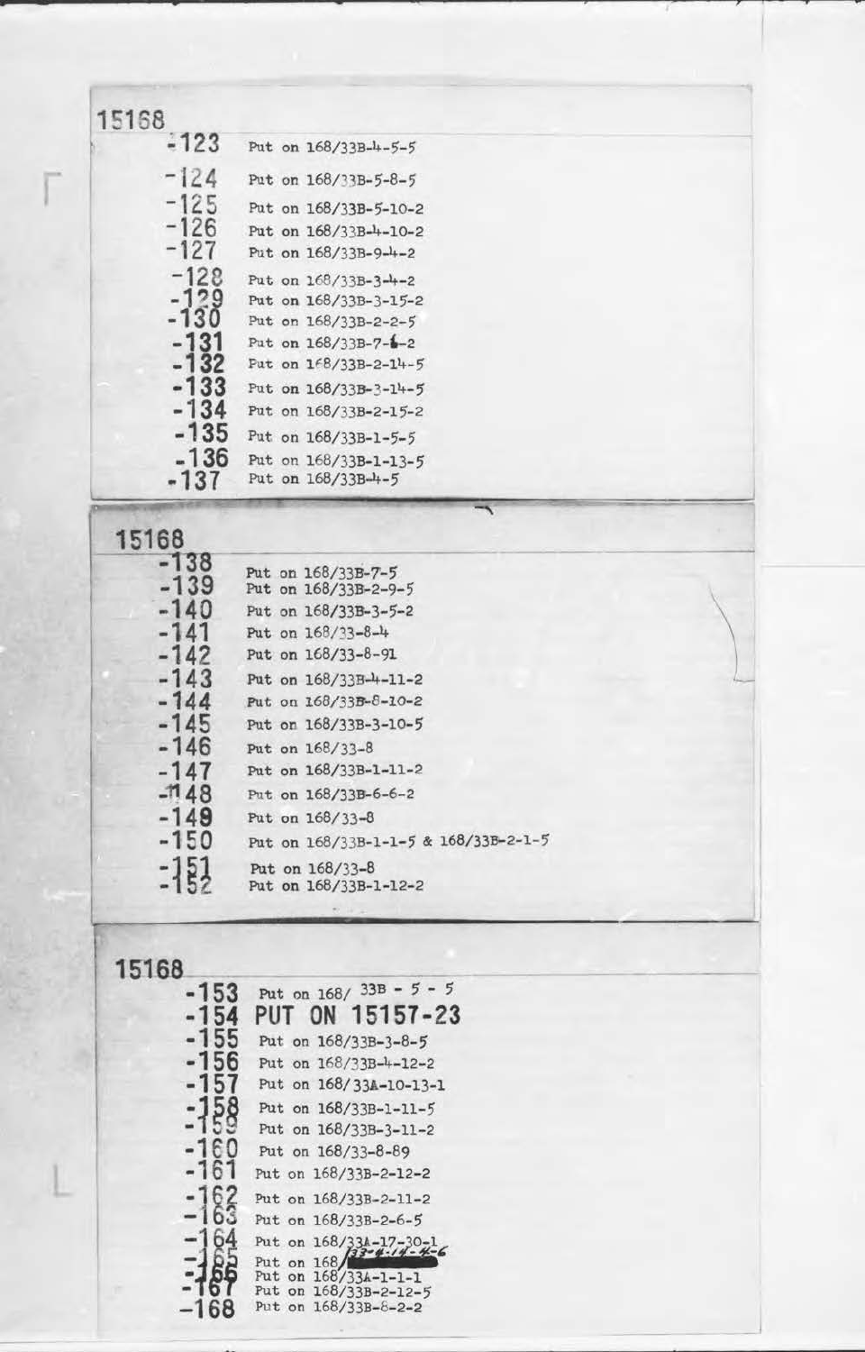15168

-123 Put on 168/33B-4-5-5
-124 Put on 168/33B-5-8-5
-125 Put on 168/33B-5-10-2
-126 Put on 168/33B-4-10-2
-127 Put on 168/33B-9-4-2
-128 Put on 168/33B-3-4-2
-129 Put on 168/33B-3-15-2
-130 Put on 168/33B-2-2-5
-131 Put on 168/33B-7-6-2
-132 Put on 168/33B-2-14-5
-133 Put on 168/33B-3-14-5
-134 Put on 168/33B-2-15-2
-135 Put on 168/33B-1-5-5
-136 Put on 168/33B-1-13-5
-137 Put on 168/33B-4-5

15168

-138 Put on 168/33B-7-5
-139 Put on 168/33B-2-9-5
-140 Put on 168/33B-3-5-2
-141 Put on 168/33-8-4
-142 Put on 168/33-8-91
-143 Put on 168/33B-4-11-2
-144 Put on 168/33B-8-10-2
-145 Put on 168/33B-3-10-5
-146 Put on 168/33-8
-147 Put on 168/33B-1-11-2
-148 Put on 168/33B-6-6-2
-149 Put on 168/33-8
-150 Put on 168/33B-1-1-5 & 168/33B-2-1-5
-151 Put on 168/33-8
-152 Put on 168/33B-1-12-2

15168

-153 Put on 168/ 33B - 5 - 5
-154 PUT ON 15157-23
-155 Put on 168/33B-3-8-5
-156 Put on 168/33B-4-12-2
-157 Put on 168/ 33A-10-13-1
-158 Put on 168/33B-1-11-5
-159 Put on 168/33B-3-11-2
-160 Put on 168/33-8-89
-161 Put on 168/33B-2-12-2
-162 Put on 168/33B-2-11-2
-163 Put on 168/33B-2-6-5
-164 Put on 168/33A-17-30-1
-165 Put on 168/33-4-14-4-6
-166 Put on 168/33A-1-1-1
-167 Put on 168/33B-2-12-5
-168 Put on 168/33B-8-2-2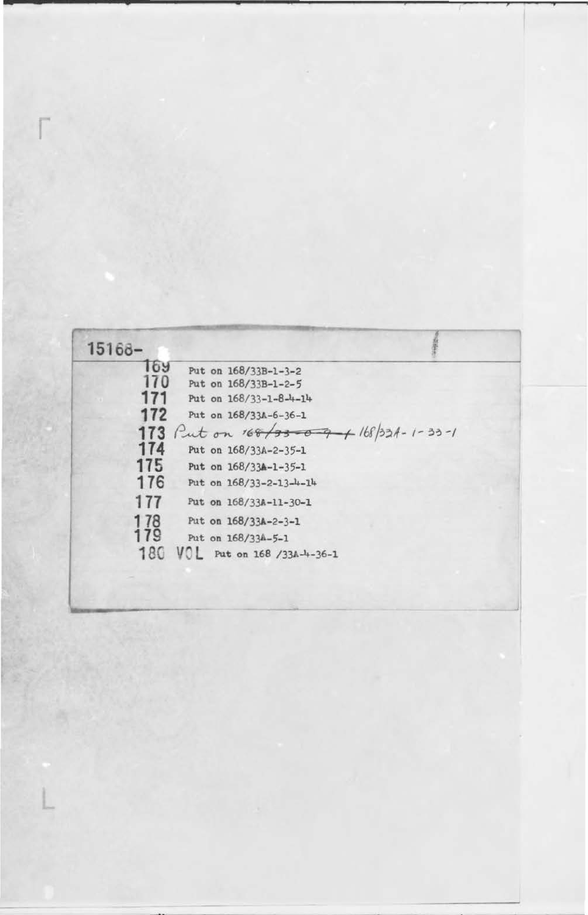15168-

| | |
|---|---|
| 169 | Put on 168/33B-1-3-2 |
| 170 | Put on 168/33B-1-2-5 |
| 171 | Put on 168/33-1-8-4-14 |
| 172 | Put on 168/33A-6-36-1 |
| 173 | Put on ~~168/33-8-9-1~~ 168/33A-1-33-1 |
| 174 | Put on 168/33A-2-35-1 |
| 175 | Put on 168/33A-1-35-1 |
| 176 | Put on 168/33-2-13-4-14 |
| 177 | Put on 168/33A-11-30-1 |
| 178 | Put on 168/33A-2-3-1 |
| 179 | Put on 168/33A-5-1 |
| 180 VOL | Put on 168 /33A-4-36-1 |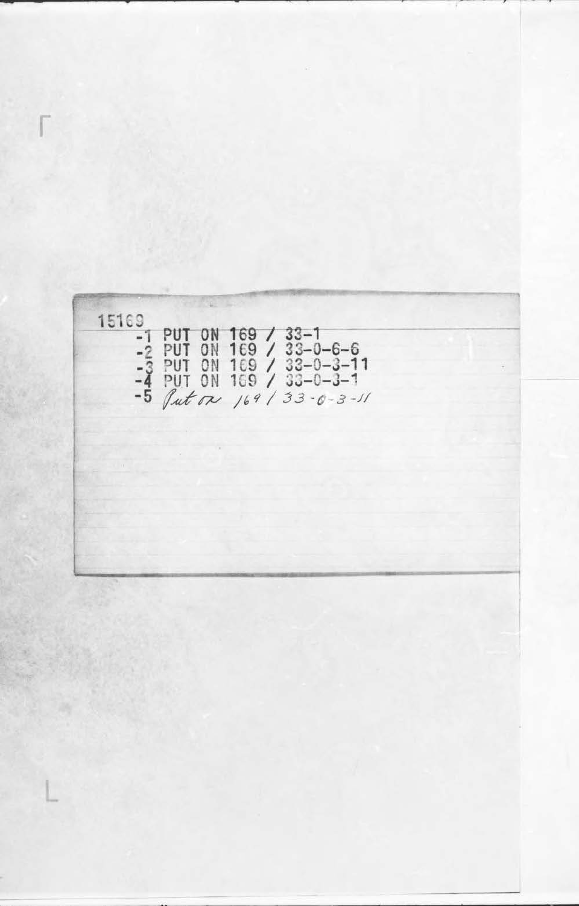15169

-1 PUT ON 169 / 33-1
-2 PUT ON 169 / 33-0-6-6
-3 PUT ON 169 / 33-0-3-11
-4 PUT ON 169 / 33-0-3-1
-5 Put on 169 / 33-0-3-11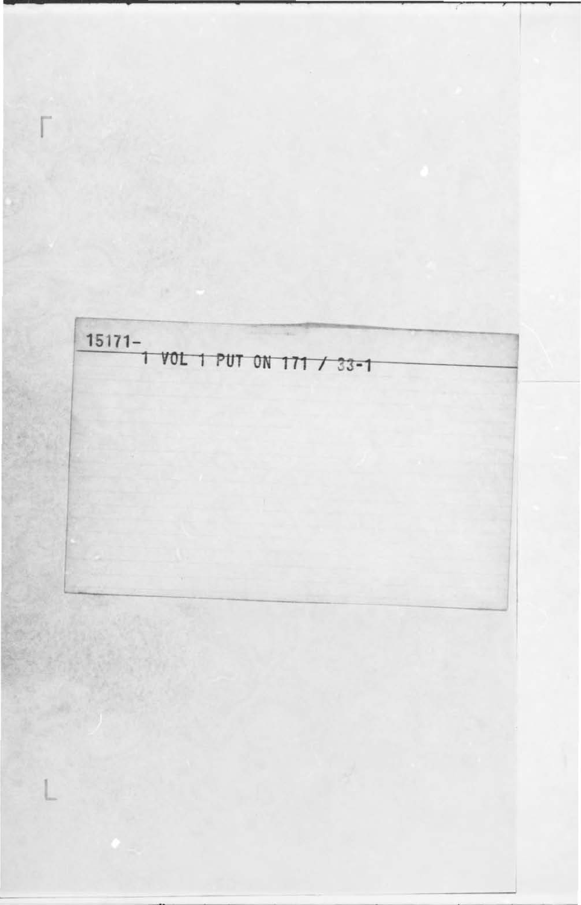15171-

~~1 VOL 1 PUT ON 171 / 33-1~~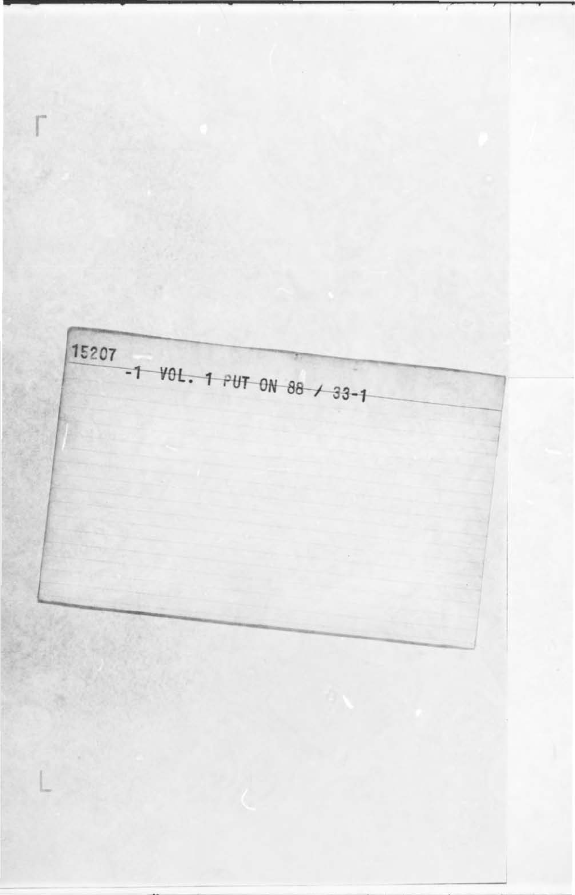15207

~~-1 VOL. 1 PUT ON 88 / 33-1~~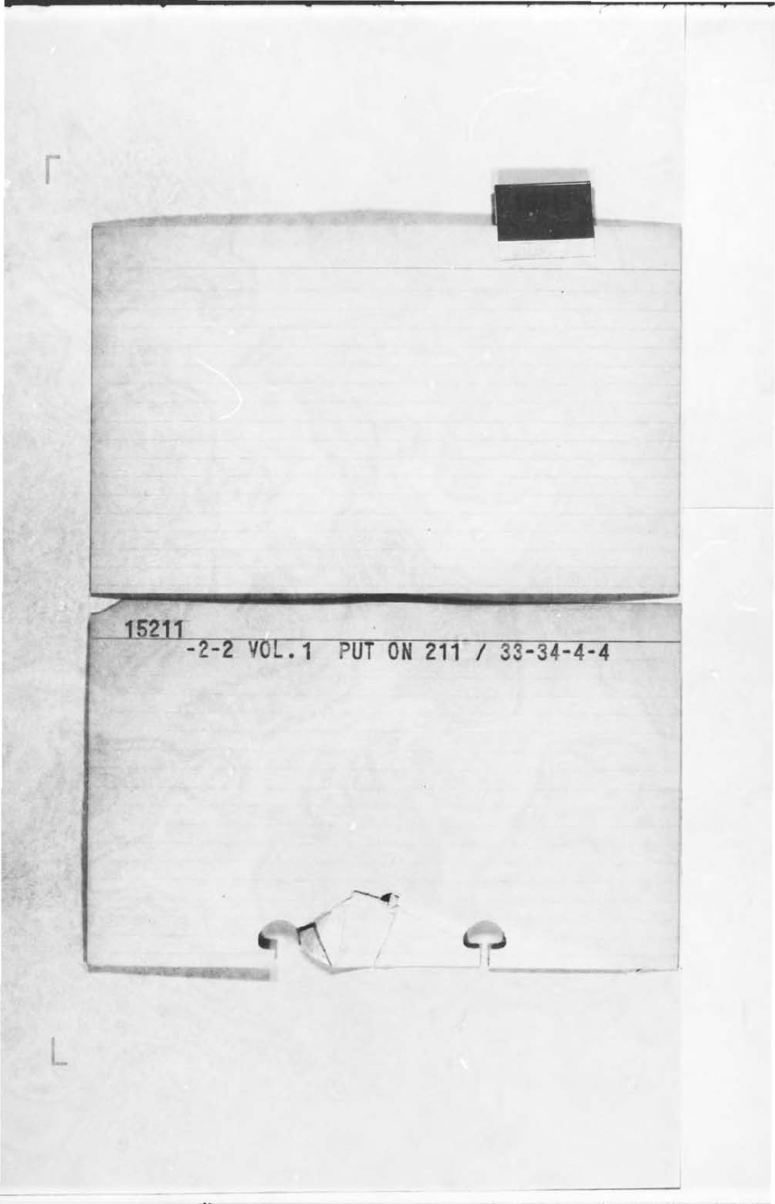15211

-2-2 VOL.1 PUT ON 211 / 33-34-4-4